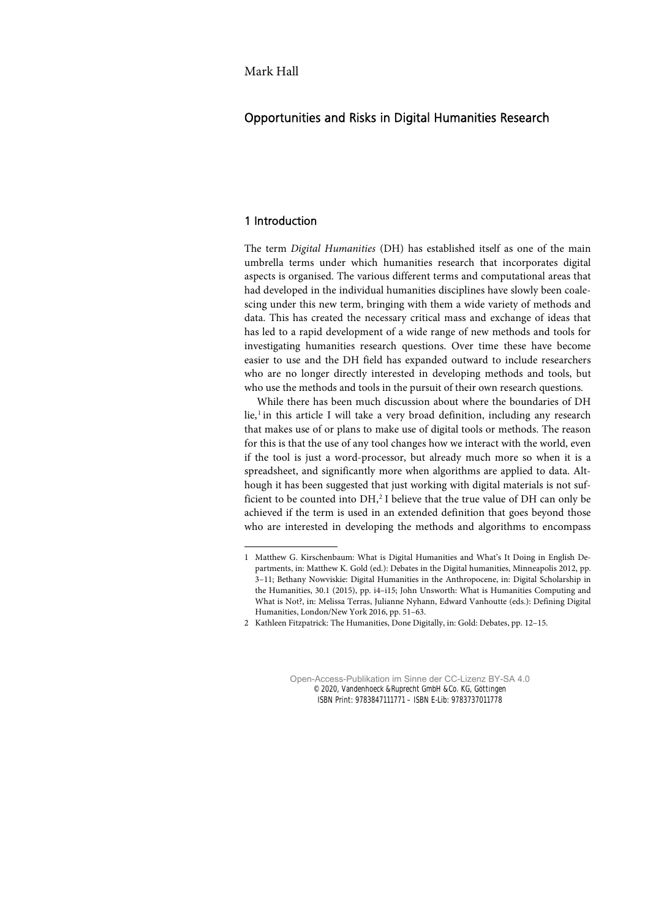Mark Hall

# Opportunities and Risks in Digital Humanities Research

## 1 Introduction

The term *Digital Humanities* (DH) has established itself as one of the main umbrella terms under which humanities research that incorporates digital aspects is organised. The various different terms and computational areas that had developed in the individual humanities disciplines have slowly been coalescing under this new term, bringing with them a wide variety of methods and data. This has created the necessary critical mass and exchange of ideas that has led to a rapid development of a wide range of new methods and tools for investigating humanities research questions. Over time these have become easier to use and the DH field has expanded outward to include researchers who are no longer directly interested in developing methods and tools, but who use the methods and tools in the pursuit of their own research questions.

While there has been much discussion about where the boundaries of DH lie,[1] in this article I will take a very broad definition, including any research that makes use of or plans to make use of digital tools or methods. The reason for this is that the use of any tool changes how we interact with the world, even if the tool is just a word-processor, but already much more so when it is a spreadsheet, and significantly more when algorithms are applied to data. Although it has been suggested that just working with digital materials is not sufficient to be counted into DH,[2] I believe that the true value of DH can only be achieved if the term is used in an extended definition that goes beyond those who are interested in developing the methods and algorithms to encompass

---

1 Matthew G. Kirschenbaum: What is Digital Humanities and What's It Doing in English Departments, in: Matthew K. Gold (ed.): Debates in the Digital humanities, Minneapolis 2012, pp. 3–11; Bethany Nowviskie: Digital Humanities in the Anthropocene, in: Digital Scholarship in the Humanities, 30.1 (2015), pp. i4–i15; John Unsworth: What is Humanities Computing and What is Not?, in: Melissa Terras, Julianne Nyhann, Edward Vanhoutte (eds.): Defining Digital Humanities, London/New York 2016, pp. 51–63.

2 Kathleen Fitzpatrick: The Humanities, Done Digitally, in: Gold: Debates, pp. 12–15.

Open-Access-Publikation im Sinne der CC-Lizenz BY-SA 4.0
© 2020, Vandenhoeck & Ruprecht GmbH & Co. KG, Göttingen
ISBN Print: 9783847111771 – ISBN E-Lib: 9783737011778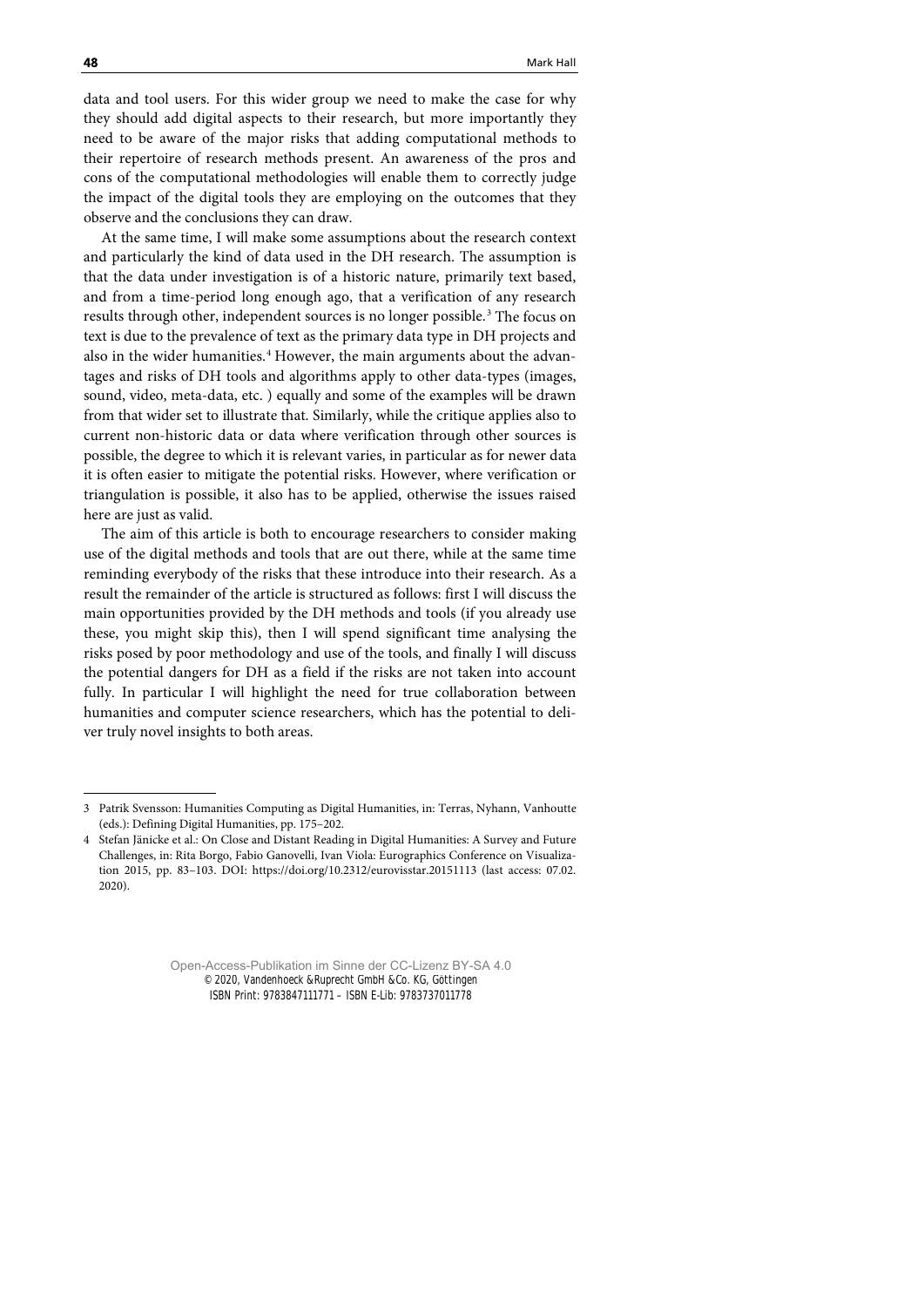data and tool users. For this wider group we need to make the case for why they should add digital aspects to their research, but more importantly they need to be aware of the major risks that adding computational methods to their repertoire of research methods present. An awareness of the pros and cons of the computational methodologies will enable them to correctly judge the impact of the digital tools they are employing on the outcomes that they observe and the conclusions they can draw.

At the same time, I will make some assumptions about the research context and particularly the kind of data used in the DH research. The assumption is that the data under investigation is of a historic nature, primarily text based, and from a time-period long enough ago, that a verification of any research results through other, independent sources is no longer possible.[3] The focus on text is due to the prevalence of text as the primary data type in DH projects and also in the wider humanities.[4] However, the main arguments about the advantages and risks of DH tools and algorithms apply to other data-types (images, sound, video, meta-data, etc. ) equally and some of the examples will be drawn from that wider set to illustrate that. Similarly, while the critique applies also to current non-historic data or data where verification through other sources is possible, the degree to which it is relevant varies, in particular as for newer data it is often easier to mitigate the potential risks. However, where verification or triangulation is possible, it also has to be applied, otherwise the issues raised here are just as valid.

The aim of this article is both to encourage researchers to consider making use of the digital methods and tools that are out there, while at the same time reminding everybody of the risks that these introduce into their research. As a result the remainder of the article is structured as follows: first I will discuss the main opportunities provided by the DH methods and tools (if you already use these, you might skip this), then I will spend significant time analysing the risks posed by poor methodology and use of the tools, and finally I will discuss the potential dangers for DH as a field if the risks are not taken into account fully. In particular I will highlight the need for true collaboration between humanities and computer science researchers, which has the potential to deliver truly novel insights to both areas.

---

3 Patrik Svensson: Humanities Computing as Digital Humanities, in: Terras, Nyhann, Vanhoutte (eds.): Defining Digital Humanities, pp. 175–202.

4 Stefan Jänicke et al.: On Close and Distant Reading in Digital Humanities: A Survey and Future Challenges, in: Rita Borgo, Fabio Ganovelli, Ivan Viola: Eurographics Conference on Visualization 2015, pp. 83–103. DOI: https://doi.org/10.2312/eurovisstar.20151113 (last access: 07.02. 2020).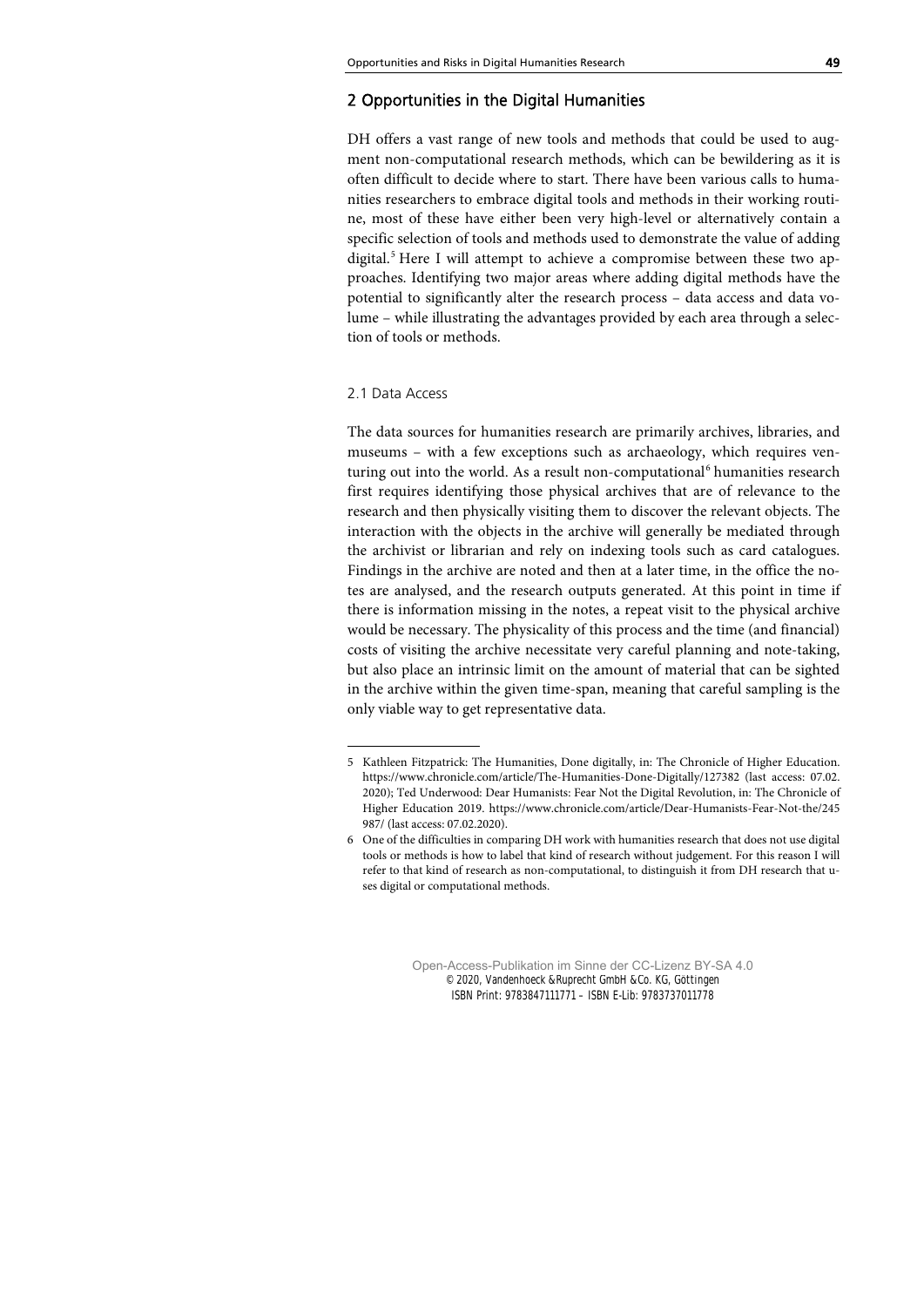## 2 Opportunities in the Digital Humanities

DH offers a vast range of new tools and methods that could be used to augment non-computational research methods, which can be bewildering as it is often difficult to decide where to start. There have been various calls to humanities researchers to embrace digital tools and methods in their working routine, most of these have either been very high-level or alternatively contain a specific selection of tools and methods used to demonstrate the value of adding digital.[5] Here I will attempt to achieve a compromise between these two approaches. Identifying two major areas where adding digital methods have the potential to significantly alter the research process – data access and data volume – while illustrating the advantages provided by each area through a selection of tools or methods.

### 2.1 Data Access

The data sources for humanities research are primarily archives, libraries, and museums – with a few exceptions such as archaeology, which requires venturing out into the world. As a result non-computational[6] humanities research first requires identifying those physical archives that are of relevance to the research and then physically visiting them to discover the relevant objects. The interaction with the objects in the archive will generally be mediated through the archivist or librarian and rely on indexing tools such as card catalogues. Findings in the archive are noted and then at a later time, in the office the notes are analysed, and the research outputs generated. At this point in time if there is information missing in the notes, a repeat visit to the physical archive would be necessary. The physicality of this process and the time (and financial) costs of visiting the archive necessitate very careful planning and note-taking, but also place an intrinsic limit on the amount of material that can be sighted in the archive within the given time-span, meaning that careful sampling is the only viable way to get representative data.

---

5 Kathleen Fitzpatrick: The Humanities, Done digitally, in: The Chronicle of Higher Education. https://www.chronicle.com/article/The-Humanities-Done-Digitally/127382 (last access: 07.02.2020); Ted Underwood: Dear Humanists: Fear Not the Digital Revolution, in: The Chronicle of Higher Education 2019. https://www.chronicle.com/article/Dear-Humanists-Fear-Not-the/245987/ (last access: 07.02.2020).

6 One of the difficulties in comparing DH work with humanities research that does not use digital tools or methods is how to label that kind of research without judgement. For this reason I will refer to that kind of research as non-computational, to distinguish it from DH research that uses digital or computational methods.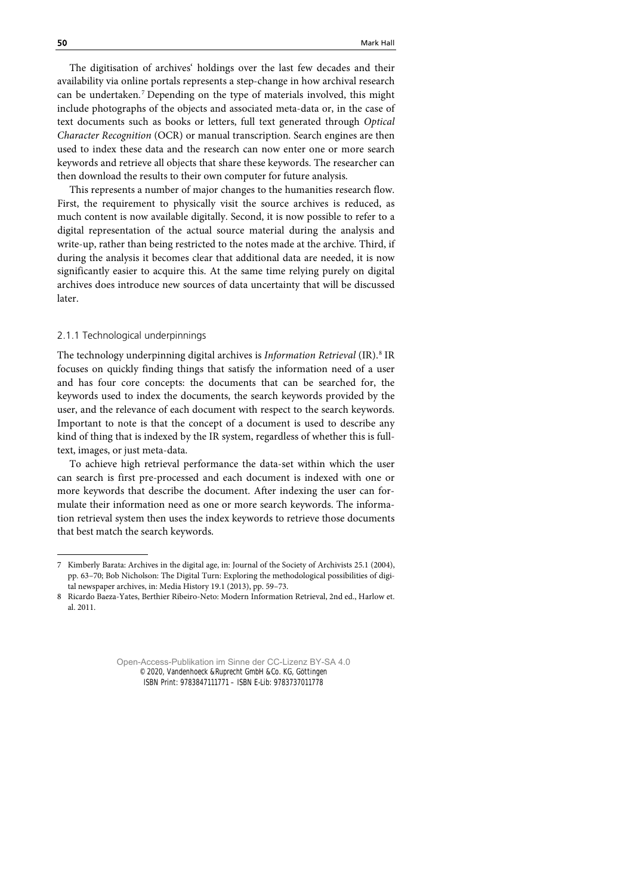The digitisation of archives' holdings over the last few decades and their availability via online portals represents a step-change in how archival research can be undertaken.[7] Depending on the type of materials involved, this might include photographs of the objects and associated meta-data or, in the case of text documents such as books or letters, full text generated through *Optical Character Recognition* (OCR) or manual transcription. Search engines are then used to index these data and the research can now enter one or more search keywords and retrieve all objects that share these keywords. The researcher can then download the results to their own computer for future analysis.

This represents a number of major changes to the humanities research flow. First, the requirement to physically visit the source archives is reduced, as much content is now available digitally. Second, it is now possible to refer to a digital representation of the actual source material during the analysis and write-up, rather than being restricted to the notes made at the archive. Third, if during the analysis it becomes clear that additional data are needed, it is now significantly easier to acquire this. At the same time relying purely on digital archives does introduce new sources of data uncertainty that will be discussed later.

### 2.1.1 Technological underpinnings

The technology underpinning digital archives is *Information Retrieval* (IR).[8] IR focuses on quickly finding things that satisfy the information need of a user and has four core concepts: the documents that can be searched for, the keywords used to index the documents, the search keywords provided by the user, and the relevance of each document with respect to the search keywords. Important to note is that the concept of a document is used to describe any kind of thing that is indexed by the IR system, regardless of whether this is full-text, images, or just meta-data.

To achieve high retrieval performance the data-set within which the user can search is first pre-processed and each document is indexed with one or more keywords that describe the document. After indexing the user can formulate their information need as one or more search keywords. The information retrieval system then uses the index keywords to retrieve those documents that best match the search keywords.

---

7 Kimberly Barata: Archives in the digital age, in: Journal of the Society of Archivists 25.1 (2004), pp. 63–70; Bob Nicholson: The Digital Turn: Exploring the methodological possibilities of digital newspaper archives, in: Media History 19.1 (2013), pp. 59–73.

8 Ricardo Baeza-Yates, Berthier Ribeiro-Neto: Modern Information Retrieval, 2nd ed., Harlow et. al. 2011.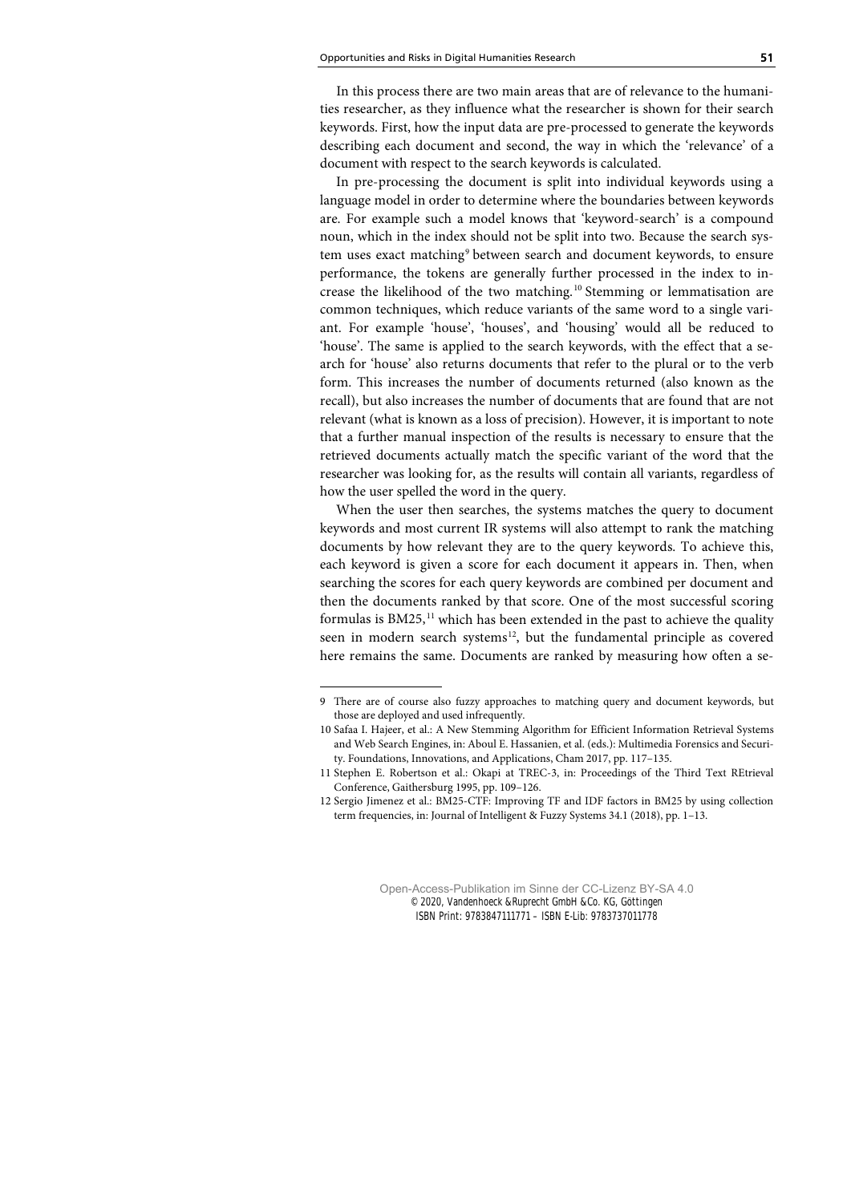In this process there are two main areas that are of relevance to the humanities researcher, as they influence what the researcher is shown for their search keywords. First, how the input data are pre-processed to generate the keywords describing each document and second, the way in which the 'relevance' of a document with respect to the search keywords is calculated.

In pre-processing the document is split into individual keywords using a language model in order to determine where the boundaries between keywords are. For example such a model knows that 'keyword-search' is a compound noun, which in the index should not be split into two. Because the search system uses exact matching[9] between search and document keywords, to ensure performance, the tokens are generally further processed in the index to increase the likelihood of the two matching.[10] Stemming or lemmatisation are common techniques, which reduce variants of the same word to a single variant. For example 'house', 'houses', and 'housing' would all be reduced to 'house'. The same is applied to the search keywords, with the effect that a search for 'house' also returns documents that refer to the plural or to the verb form. This increases the number of documents returned (also known as the recall), but also increases the number of documents that are found that are not relevant (what is known as a loss of precision). However, it is important to note that a further manual inspection of the results is necessary to ensure that the retrieved documents actually match the specific variant of the word that the researcher was looking for, as the results will contain all variants, regardless of how the user spelled the word in the query.

When the user then searches, the systems matches the query to document keywords and most current IR systems will also attempt to rank the matching documents by how relevant they are to the query keywords. To achieve this, each keyword is given a score for each document it appears in. Then, when searching the scores for each query keywords are combined per document and then the documents ranked by that score. One of the most successful scoring formulas is BM25,[11] which has been extended in the past to achieve the quality seen in modern search systems[12], but the fundamental principle as covered here remains the same. Documents are ranked by measuring how often a se-

---

9 There are of course also fuzzy approaches to matching query and document keywords, but those are deployed and used infrequently.

10 Safaa I. Hajeer, et al.: A New Stemming Algorithm for Efficient Information Retrieval Systems and Web Search Engines, in: Aboul E. Hassanien, et al. (eds.): Multimedia Forensics and Security. Foundations, Innovations, and Applications, Cham 2017, pp. 117–135.

11 Stephen E. Robertson et al.: Okapi at TREC-3, in: Proceedings of the Third Text REtrieval Conference, Gaithersburg 1995, pp. 109–126.

12 Sergio Jimenez et al.: BM25-CTF: Improving TF and IDF factors in BM25 by using collection term frequencies, in: Journal of Intelligent & Fuzzy Systems 34.1 (2018), pp. 1–13.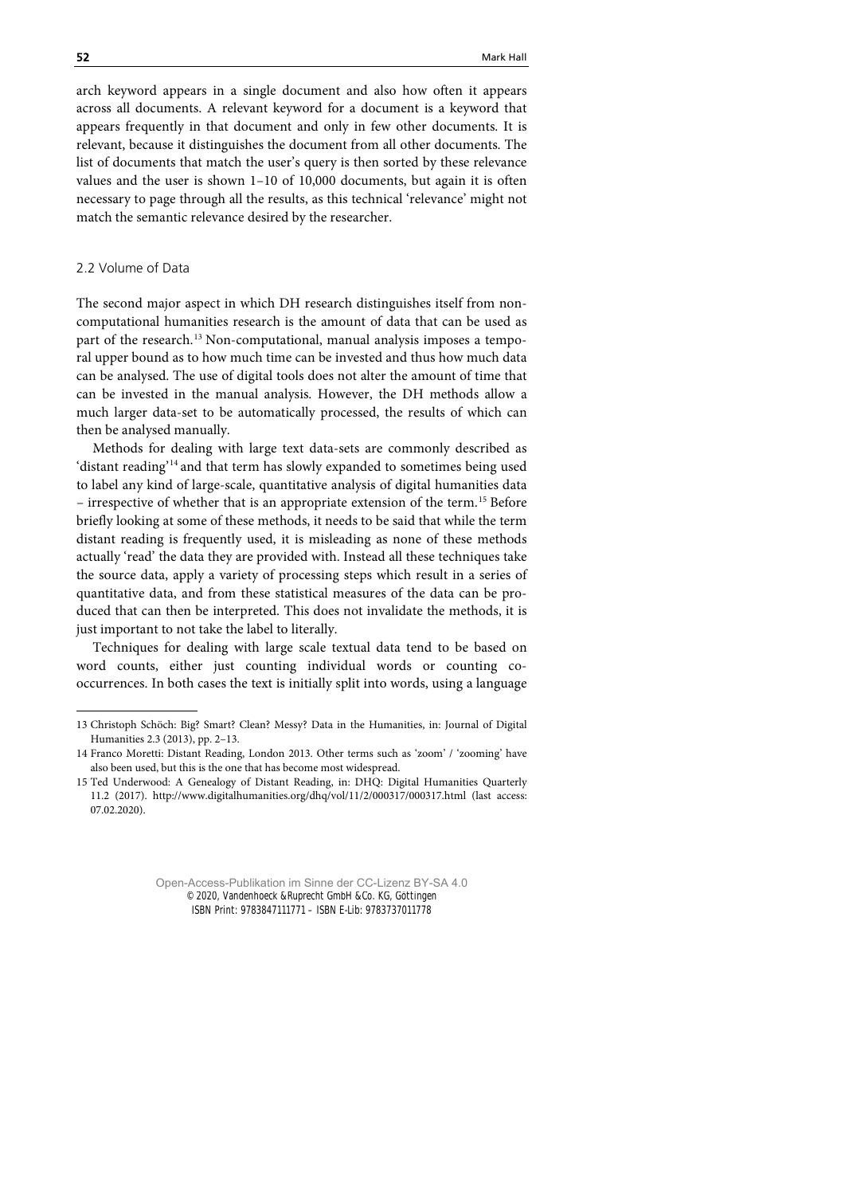arch keyword appears in a single document and also how often it appears across all documents. A relevant keyword for a document is a keyword that appears frequently in that document and only in few other documents. It is relevant, because it distinguishes the document from all other documents. The list of documents that match the user's query is then sorted by these relevance values and the user is shown 1–10 of 10,000 documents, but again it is often necessary to page through all the results, as this technical 'relevance' might not match the semantic relevance desired by the researcher.

### 2.2 Volume of Data

The second major aspect in which DH research distinguishes itself from non-computational humanities research is the amount of data that can be used as part of the research.[13] Non-computational, manual analysis imposes a temporal upper bound as to how much time can be invested and thus how much data can be analysed. The use of digital tools does not alter the amount of time that can be invested in the manual analysis. However, the DH methods allow a much larger data-set to be automatically processed, the results of which can then be analysed manually.

Methods for dealing with large text data-sets are commonly described as 'distant reading'[14] and that term has slowly expanded to sometimes being used to label any kind of large-scale, quantitative analysis of digital humanities data – irrespective of whether that is an appropriate extension of the term.[15] Before briefly looking at some of these methods, it needs to be said that while the term distant reading is frequently used, it is misleading as none of these methods actually 'read' the data they are provided with. Instead all these techniques take the source data, apply a variety of processing steps which result in a series of quantitative data, and from these statistical measures of the data can be produced that can then be interpreted. This does not invalidate the methods, it is just important to not take the label to literally.

Techniques for dealing with large scale textual data tend to be based on word counts, either just counting individual words or counting co-occurrences. In both cases the text is initially split into words, using a language

---

13 Christoph Schöch: Big? Smart? Clean? Messy? Data in the Humanities, in: Journal of Digital Humanities 2.3 (2013), pp. 2–13.

14 Franco Moretti: Distant Reading, London 2013. Other terms such as 'zoom' / 'zooming' have also been used, but this is the one that has become most widespread.

15 Ted Underwood: A Genealogy of Distant Reading, in: DHQ: Digital Humanities Quarterly 11.2 (2017). http://www.digitalhumanities.org/dhq/vol/11/2/000317/000317.html (last access: 07.02.2020).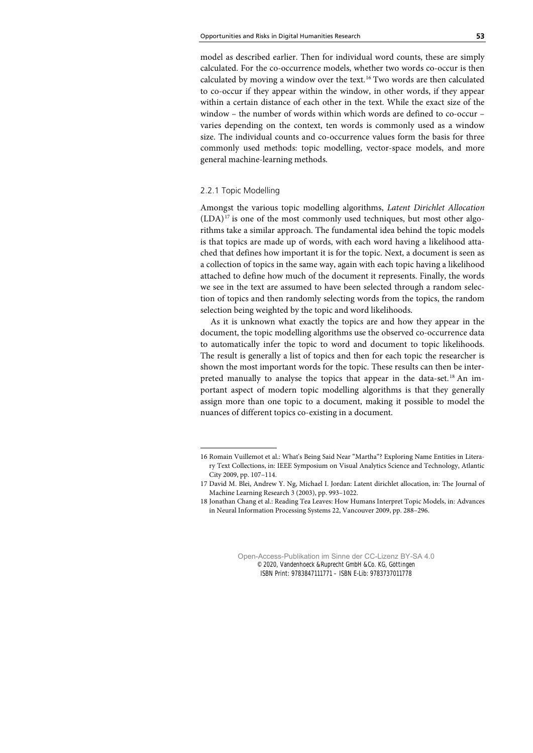model as described earlier. Then for individual word counts, these are simply calculated. For the co-occurrence models, whether two words co-occur is then calculated by moving a window over the text.[16] Two words are then calculated to co-occur if they appear within the window, in other words, if they appear within a certain distance of each other in the text. While the exact size of the window – the number of words within which words are defined to co-occur – varies depending on the context, ten words is commonly used as a window size. The individual counts and co-occurrence values form the basis for three commonly used methods: topic modelling, vector-space models, and more general machine-learning methods.

### 2.2.1 Topic Modelling

Amongst the various topic modelling algorithms, *Latent Dirichlet Allocation* (LDA)[17] is one of the most commonly used techniques, but most other algorithms take a similar approach. The fundamental idea behind the topic models is that topics are made up of words, with each word having a likelihood attached that defines how important it is for the topic. Next, a document is seen as a collection of topics in the same way, again with each topic having a likelihood attached to define how much of the document it represents. Finally, the words we see in the text are assumed to have been selected through a random selection of topics and then randomly selecting words from the topics, the random selection being weighted by the topic and word likelihoods.

As it is unknown what exactly the topics are and how they appear in the document, the topic modelling algorithms use the observed co-occurrence data to automatically infer the topic to word and document to topic likelihoods. The result is generally a list of topics and then for each topic the researcher is shown the most important words for the topic. These results can then be interpreted manually to analyse the topics that appear in the data-set.[18] An important aspect of modern topic modelling algorithms is that they generally assign more than one topic to a document, making it possible to model the nuances of different topics co-existing in a document.

---

16 Romain Vuillemot et al.: What's Being Said Near "Martha"? Exploring Name Entities in Literary Text Collections, in: IEEE Symposium on Visual Analytics Science and Technology, Atlantic City 2009, pp. 107–114.

17 David M. Blei, Andrew Y. Ng, Michael I. Jordan: Latent dirichlet allocation, in: The Journal of Machine Learning Research 3 (2003), pp. 993–1022.

18 Jonathan Chang et al.: Reading Tea Leaves: How Humans Interpret Topic Models, in: Advances in Neural Information Processing Systems 22, Vancouver 2009, pp. 288–296.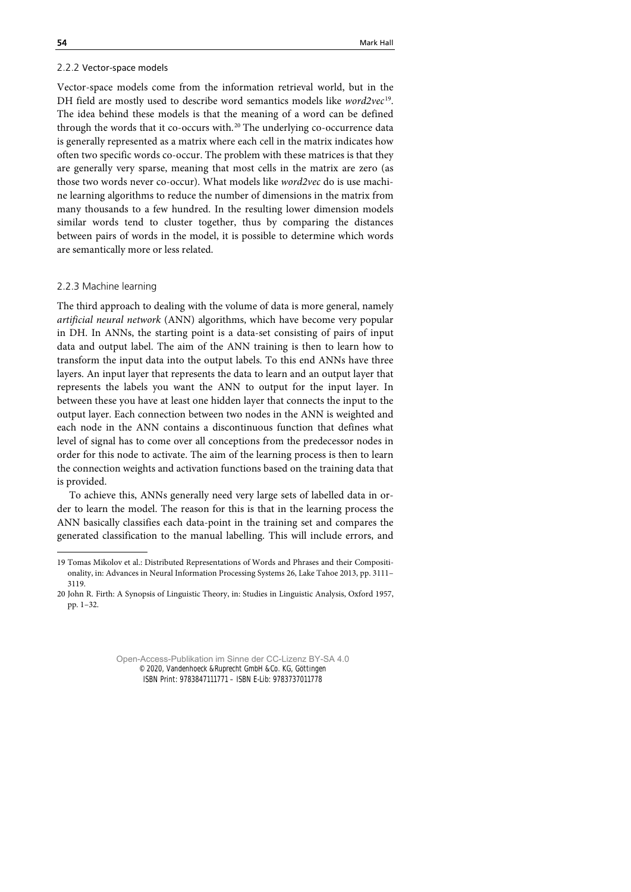### 2.2.2 Vector-space models

Vector-space models come from the information retrieval world, but in the DH field are mostly used to describe word semantics models like *word2vec*[19]. The idea behind these models is that the meaning of a word can be defined through the words that it co-occurs with.[20] The underlying co-occurrence data is generally represented as a matrix where each cell in the matrix indicates how often two specific words co-occur. The problem with these matrices is that they are generally very sparse, meaning that most cells in the matrix are zero (as those two words never co-occur). What models like *word2vec* do is use machine learning algorithms to reduce the number of dimensions in the matrix from many thousands to a few hundred. In the resulting lower dimension models similar words tend to cluster together, thus by comparing the distances between pairs of words in the model, it is possible to determine which words are semantically more or less related.

### 2.2.3 Machine learning

The third approach to dealing with the volume of data is more general, namely *artificial neural network* (ANN) algorithms, which have become very popular in DH. In ANNs, the starting point is a data-set consisting of pairs of input data and output label. The aim of the ANN training is then to learn how to transform the input data into the output labels. To this end ANNs have three layers. An input layer that represents the data to learn and an output layer that represents the labels you want the ANN to output for the input layer. In between these you have at least one hidden layer that connects the input to the output layer. Each connection between two nodes in the ANN is weighted and each node in the ANN contains a discontinuous function that defines what level of signal has to come over all conceptions from the predecessor nodes in order for this node to activate. The aim of the learning process is then to learn the connection weights and activation functions based on the training data that is provided.

To achieve this, ANNs generally need very large sets of labelled data in order to learn the model. The reason for this is that in the learning process the ANN basically classifies each data-point in the training set and compares the generated classification to the manual labelling. This will include errors, and

---

19 Tomas Mikolov et al.: Distributed Representations of Words and Phrases and their Compositionality, in: Advances in Neural Information Processing Systems 26, Lake Tahoe 2013, pp. 3111–3119.

20 John R. Firth: A Synopsis of Linguistic Theory, in: Studies in Linguistic Analysis, Oxford 1957, pp. 1–32.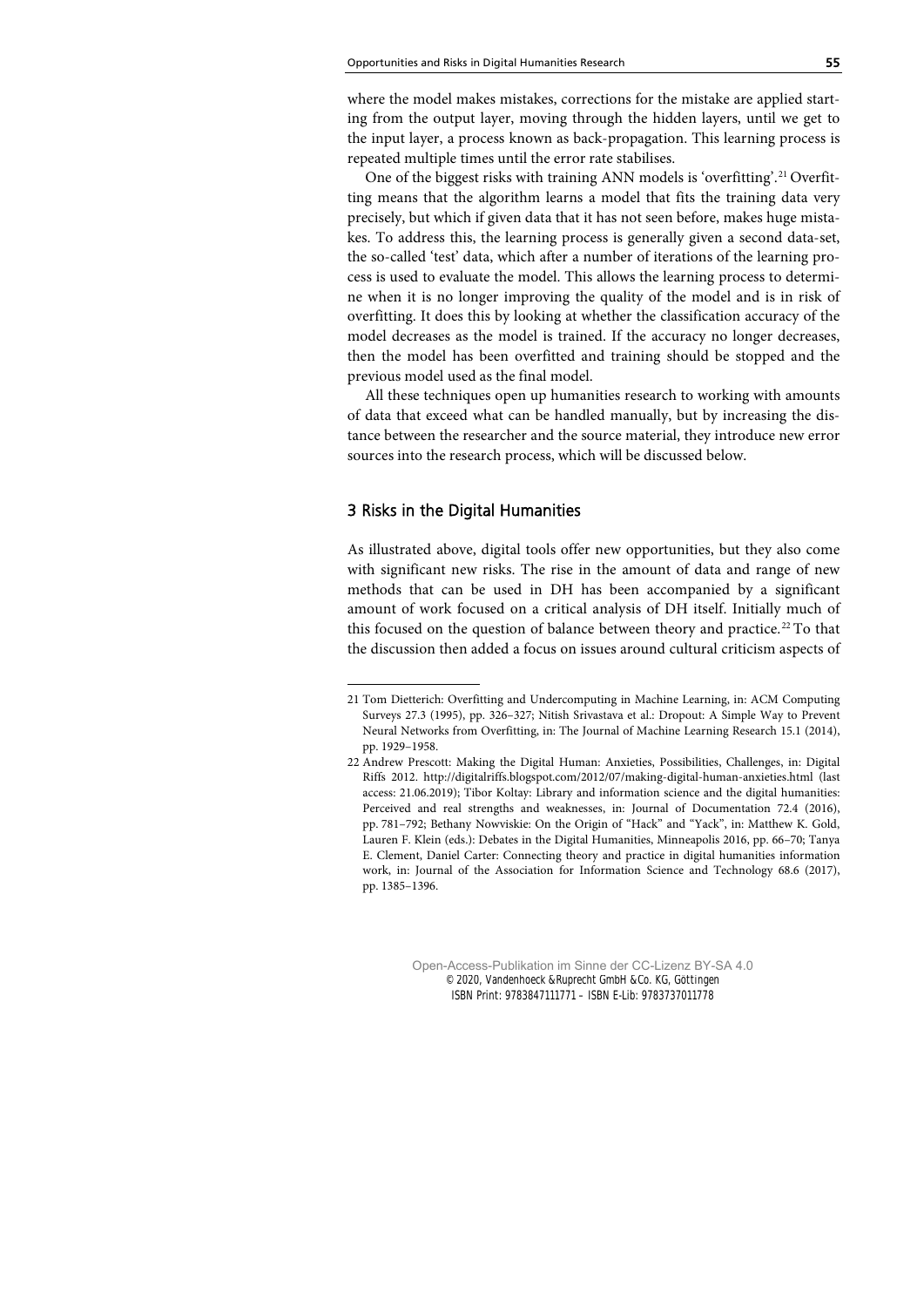where the model makes mistakes, corrections for the mistake are applied starting from the output layer, moving through the hidden layers, until we get to the input layer, a process known as back-propagation. This learning process is repeated multiple times until the error rate stabilises.

One of the biggest risks with training ANN models is 'overfitting'.[21] Overfitting means that the algorithm learns a model that fits the training data very precisely, but which if given data that it has not seen before, makes huge mistakes. To address this, the learning process is generally given a second data-set, the so-called 'test' data, which after a number of iterations of the learning process is used to evaluate the model. This allows the learning process to determine when it is no longer improving the quality of the model and is in risk of overfitting. It does this by looking at whether the classification accuracy of the model decreases as the model is trained. If the accuracy no longer decreases, then the model has been overfitted and training should be stopped and the previous model used as the final model.

All these techniques open up humanities research to working with amounts of data that exceed what can be handled manually, but by increasing the distance between the researcher and the source material, they introduce new error sources into the research process, which will be discussed below.

## 3 Risks in the Digital Humanities

As illustrated above, digital tools offer new opportunities, but they also come with significant new risks. The rise in the amount of data and range of new methods that can be used in DH has been accompanied by a significant amount of work focused on a critical analysis of DH itself. Initially much of this focused on the question of balance between theory and practice.[22] To that the discussion then added a focus on issues around cultural criticism aspects of

---

21 Tom Dietterich: Overfitting and Undercomputing in Machine Learning, in: ACM Computing Surveys 27.3 (1995), pp. 326–327; Nitish Srivastava et al.: Dropout: A Simple Way to Prevent Neural Networks from Overfitting, in: The Journal of Machine Learning Research 15.1 (2014), pp. 1929–1958.

22 Andrew Prescott: Making the Digital Human: Anxieties, Possibilities, Challenges, in: Digital Riffs 2012. http://digitalriffs.blogspot.com/2012/07/making-digital-human-anxieties.html (last access: 21.06.2019); Tibor Koltay: Library and information science and the digital humanities: Perceived and real strengths and weaknesses, in: Journal of Documentation 72.4 (2016), pp. 781–792; Bethany Nowviskie: On the Origin of "Hack" and "Yack", in: Matthew K. Gold, Lauren F. Klein (eds.): Debates in the Digital Humanities, Minneapolis 2016, pp. 66–70; Tanya E. Clement, Daniel Carter: Connecting theory and practice in digital humanities information work, in: Journal of the Association for Information Science and Technology 68.6 (2017), pp. 1385–1396.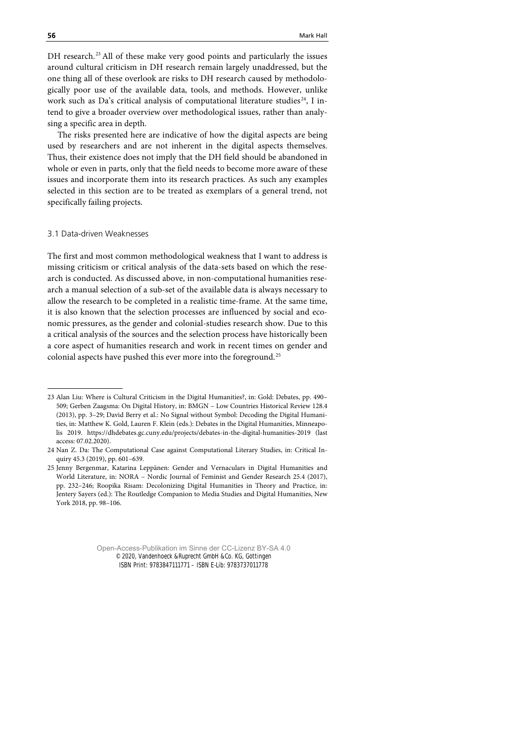DH research.[23] All of these make very good points and particularly the issues around cultural criticism in DH research remain largely unaddressed, but the one thing all of these overlook are risks to DH research caused by methodologically poor use of the available data, tools, and methods. However, unlike work such as Da's critical analysis of computational literature studies[24], I intend to give a broader overview over methodological issues, rather than analysing a specific area in depth.

The risks presented here are indicative of how the digital aspects are being used by researchers and are not inherent in the digital aspects themselves. Thus, their existence does not imply that the DH field should be abandoned in whole or even in parts, only that the field needs to become more aware of these issues and incorporate them into its research practices. As such any examples selected in this section are to be treated as exemplars of a general trend, not specifically failing projects.

### 3.1 Data-driven Weaknesses

The first and most common methodological weakness that I want to address is missing criticism or critical analysis of the data-sets based on which the research is conducted. As discussed above, in non-computational humanities research a manual selection of a sub-set of the available data is always necessary to allow the research to be completed in a realistic time-frame. At the same time, it is also known that the selection processes are influenced by social and economic pressures, as the gender and colonial-studies research show. Due to this a critical analysis of the sources and the selection process have historically been a core aspect of humanities research and work in recent times on gender and colonial aspects have pushed this ever more into the foreground.[25]

---

23 Alan Liu: Where is Cultural Criticism in the Digital Humanities?, in: Gold: Debates, pp. 490–509; Gerben Zaagsma: On Digital History, in: BMGN – Low Countries Historical Review 128.4 (2013), pp. 3–29; David Berry et al.: No Signal without Symbol: Decoding the Digital Humanities, in: Matthew K. Gold, Lauren F. Klein (eds.): Debates in the Digital Humanities, Minneapolis 2019. https://dhdebates.gc.cuny.edu/projects/debates-in-the-digital-humanities-2019 (last access: 07.02.2020).

24 Nan Z. Da: The Computational Case against Computational Literary Studies, in: Critical Inquiry 45.3 (2019), pp. 601–639.

25 Jenny Bergenmar, Katarina Leppänen: Gender and Vernaculars in Digital Humanities and World Literature, in: NORA – Nordic Journal of Feminist and Gender Research 25.4 (2017), pp. 232–246; Roopika Risam: Decolonizing Digital Humanities in Theory and Practice, in: Jentery Sayers (ed.): The Routledge Companion to Media Studies and Digital Humanities, New York 2018, pp. 98–106.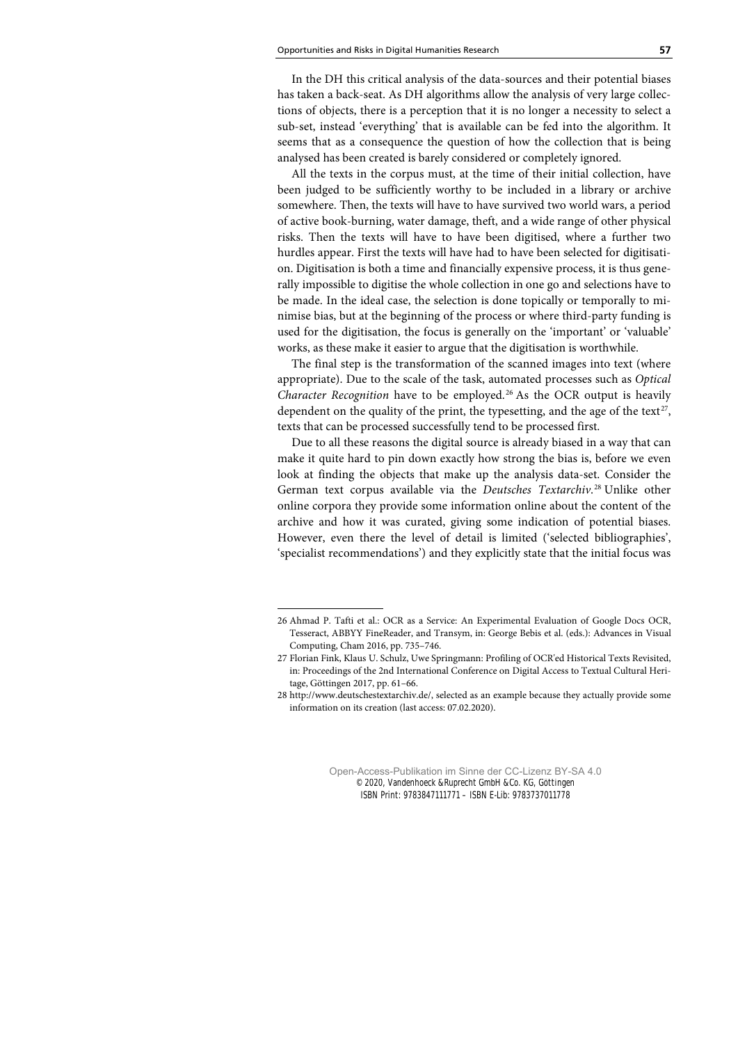In the DH this critical analysis of the data-sources and their potential biases has taken a back-seat. As DH algorithms allow the analysis of very large collections of objects, there is a perception that it is no longer a necessity to select a sub-set, instead 'everything' that is available can be fed into the algorithm. It seems that as a consequence the question of how the collection that is being analysed has been created is barely considered or completely ignored.

All the texts in the corpus must, at the time of their initial collection, have been judged to be sufficiently worthy to be included in a library or archive somewhere. Then, the texts will have to have survived two world wars, a period of active book-burning, water damage, theft, and a wide range of other physical risks. Then the texts will have to have been digitised, where a further two hurdles appear. First the texts will have had to have been selected for digitisation. Digitisation is both a time and financially expensive process, it is thus generally impossible to digitise the whole collection in one go and selections have to be made. In the ideal case, the selection is done topically or temporally to minimise bias, but at the beginning of the process or where third-party funding is used for the digitisation, the focus is generally on the 'important' or 'valuable' works, as these make it easier to argue that the digitisation is worthwhile.

The final step is the transformation of the scanned images into text (where appropriate). Due to the scale of the task, automated processes such as *Optical Character Recognition* have to be employed.[26] As the OCR output is heavily dependent on the quality of the print, the typesetting, and the age of the text[27], texts that can be processed successfully tend to be processed first.

Due to all these reasons the digital source is already biased in a way that can make it quite hard to pin down exactly how strong the bias is, before we even look at finding the objects that make up the analysis data-set. Consider the German text corpus available via the *Deutsches Textarchiv*.[28] Unlike other online corpora they provide some information online about the content of the archive and how it was curated, giving some indication of potential biases. However, even there the level of detail is limited ('selected bibliographies', 'specialist recommendations') and they explicitly state that the initial focus was

---

26 Ahmad P. Tafti et al.: OCR as a Service: An Experimental Evaluation of Google Docs OCR, Tesseract, ABBYY FineReader, and Transym, in: George Bebis et al. (eds.): Advances in Visual Computing, Cham 2016, pp. 735–746.

27 Florian Fink, Klaus U. Schulz, Uwe Springmann: Profiling of OCR'ed Historical Texts Revisited, in: Proceedings of the 2nd International Conference on Digital Access to Textual Cultural Heritage, Göttingen 2017, pp. 61–66.

28 http://www.deutschestextarchiv.de/, selected as an example because they actually provide some information on its creation (last access: 07.02.2020).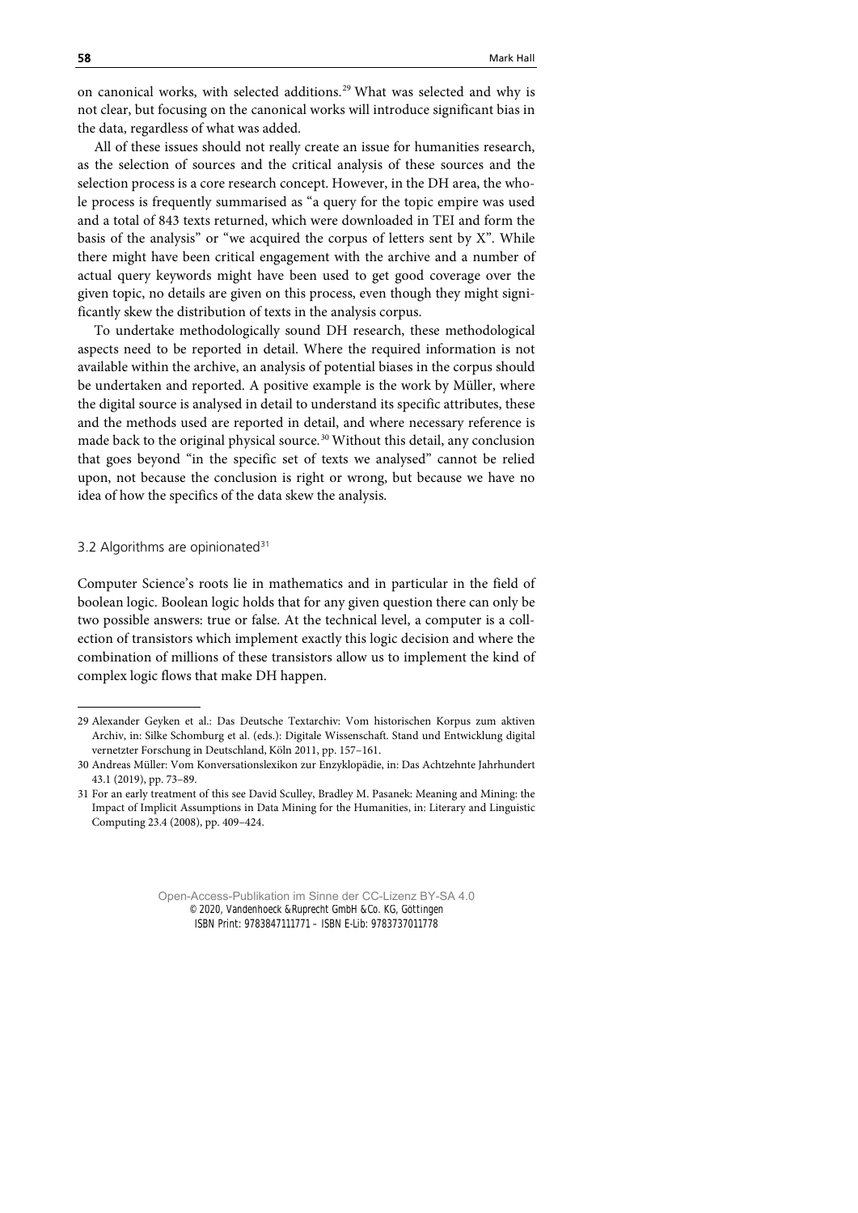on canonical works, with selected additions.[29] What was selected and why is not clear, but focusing on the canonical works will introduce significant bias in the data, regardless of what was added.

All of these issues should not really create an issue for humanities research, as the selection of sources and the critical analysis of these sources and the selection process is a core research concept. However, in the DH area, the whole process is frequently summarised as "a query for the topic empire was used and a total of 843 texts returned, which were downloaded in TEI and form the basis of the analysis" or "we acquired the corpus of letters sent by X". While there might have been critical engagement with the archive and a number of actual query keywords might have been used to get good coverage over the given topic, no details are given on this process, even though they might significantly skew the distribution of texts in the analysis corpus.

To undertake methodologically sound DH research, these methodological aspects need to be reported in detail. Where the required information is not available within the archive, an analysis of potential biases in the corpus should be undertaken and reported. A positive example is the work by Müller, where the digital source is analysed in detail to understand its specific attributes, these and the methods used are reported in detail, and where necessary reference is made back to the original physical source.[30] Without this detail, any conclusion that goes beyond "in the specific set of texts we analysed" cannot be relied upon, not because the conclusion is right or wrong, but because we have no idea of how the specifics of the data skew the analysis.

### 3.2 Algorithms are opinionated[31]

Computer Science's roots lie in mathematics and in particular in the field of boolean logic. Boolean logic holds that for any given question there can only be two possible answers: true or false. At the technical level, a computer is a collection of transistors which implement exactly this logic decision and where the combination of millions of these transistors allow us to implement the kind of complex logic flows that make DH happen.

---

29 Alexander Geyken et al.: Das Deutsche Textarchiv: Vom historischen Korpus zum aktiven Archiv, in: Silke Schomburg et al. (eds.): Digitale Wissenschaft. Stand und Entwicklung digital vernetzter Forschung in Deutschland, Köln 2011, pp. 157–161.

30 Andreas Müller: Vom Konversationslexikon zur Enzyklopädie, in: Das Achtzehnte Jahrhundert 43.1 (2019), pp. 73–89.

31 For an early treatment of this see David Sculley, Bradley M. Pasanek: Meaning and Mining: the Impact of Implicit Assumptions in Data Mining for the Humanities, in: Literary and Linguistic Computing 23.4 (2008), pp. 409–424.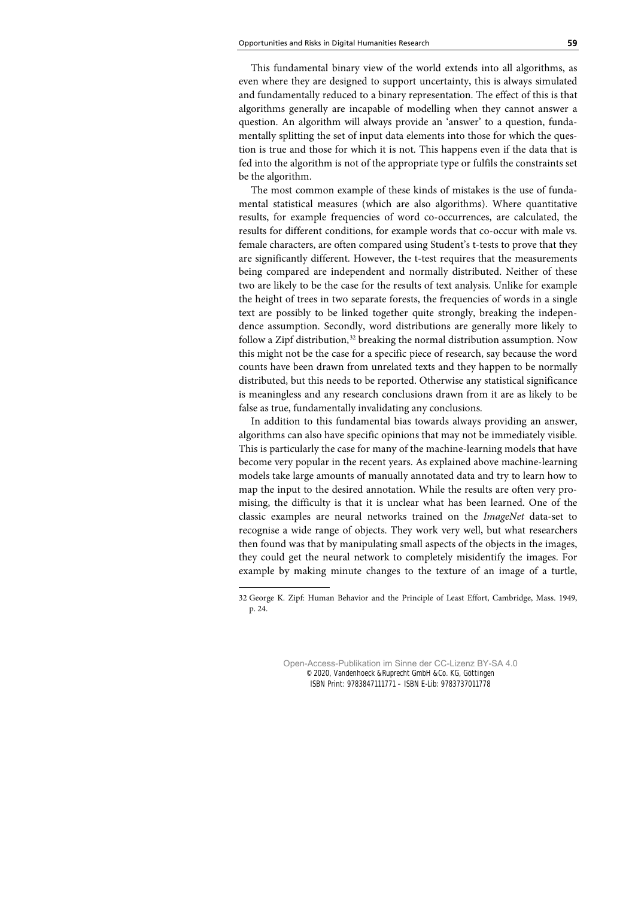This fundamental binary view of the world extends into all algorithms, as even where they are designed to support uncertainty, this is always simulated and fundamentally reduced to a binary representation. The effect of this is that algorithms generally are incapable of modelling when they cannot answer a question. An algorithm will always provide an 'answer' to a question, fundamentally splitting the set of input data elements into those for which the question is true and those for which it is not. This happens even if the data that is fed into the algorithm is not of the appropriate type or fulfils the constraints set be the algorithm.

The most common example of these kinds of mistakes is the use of fundamental statistical measures (which are also algorithms). Where quantitative results, for example frequencies of word co-occurrences, are calculated, the results for different conditions, for example words that co-occur with male vs. female characters, are often compared using Student's t-tests to prove that they are significantly different. However, the t-test requires that the measurements being compared are independent and normally distributed. Neither of these two are likely to be the case for the results of text analysis. Unlike for example the height of trees in two separate forests, the frequencies of words in a single text are possibly to be linked together quite strongly, breaking the independence assumption. Secondly, word distributions are generally more likely to follow a Zipf distribution,[32] breaking the normal distribution assumption. Now this might not be the case for a specific piece of research, say because the word counts have been drawn from unrelated texts and they happen to be normally distributed, but this needs to be reported. Otherwise any statistical significance is meaningless and any research conclusions drawn from it are as likely to be false as true, fundamentally invalidating any conclusions.

In addition to this fundamental bias towards always providing an answer, algorithms can also have specific opinions that may not be immediately visible. This is particularly the case for many of the machine-learning models that have become very popular in the recent years. As explained above machine-learning models take large amounts of manually annotated data and try to learn how to map the input to the desired annotation. While the results are often very promising, the difficulty is that it is unclear what has been learned. One of the classic examples are neural networks trained on the *ImageNet* data-set to recognise a wide range of objects. They work very well, but what researchers then found was that by manipulating small aspects of the objects in the images, they could get the neural network to completely misidentify the images. For example by making minute changes to the texture of an image of a turtle,

---

32 George K. Zipf: Human Behavior and the Principle of Least Effort, Cambridge, Mass. 1949, p. 24.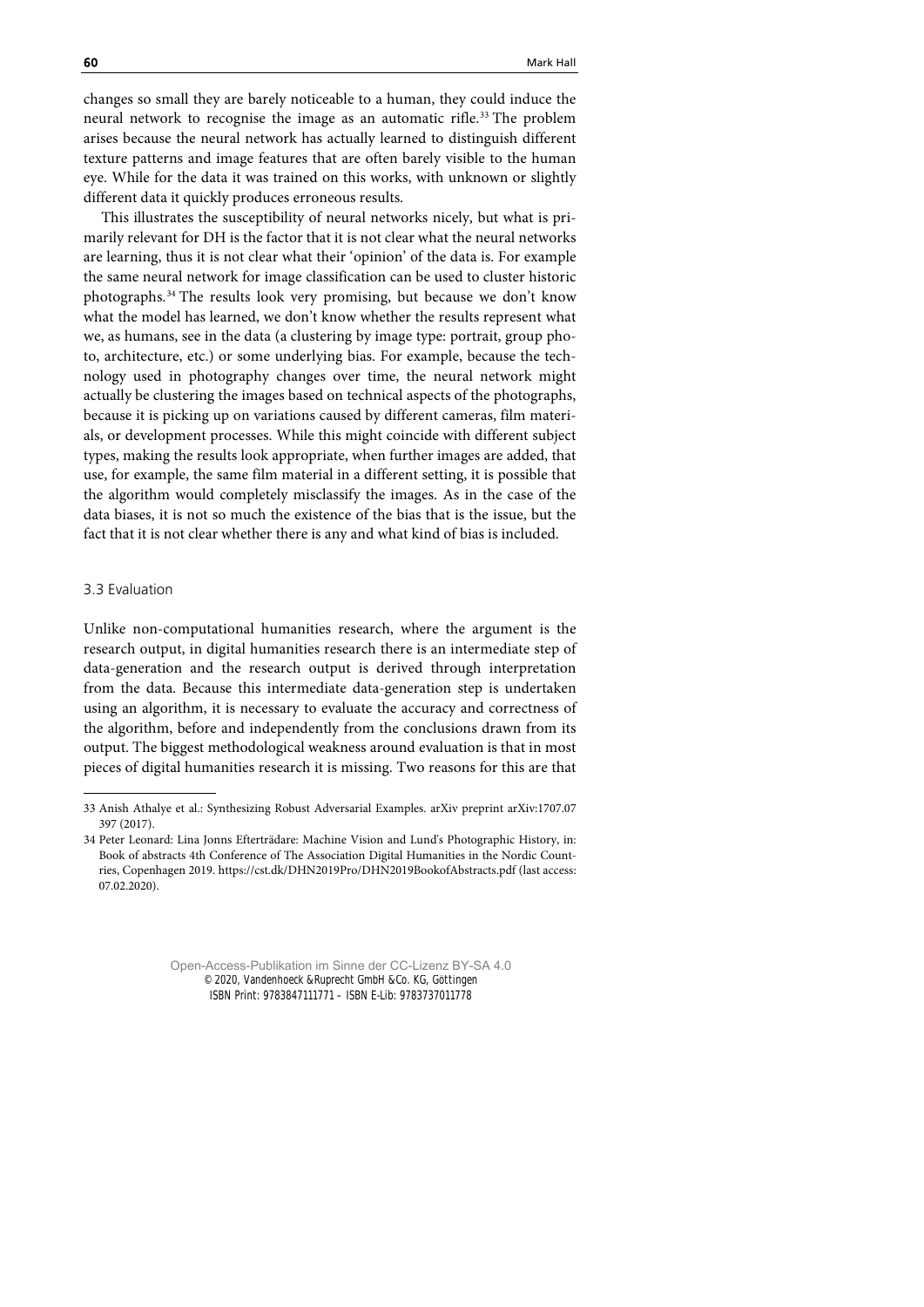changes so small they are barely noticeable to a human, they could induce the neural network to recognise the image as an automatic rifle.[33] The problem arises because the neural network has actually learned to distinguish different texture patterns and image features that are often barely visible to the human eye. While for the data it was trained on this works, with unknown or slightly different data it quickly produces erroneous results.

This illustrates the susceptibility of neural networks nicely, but what is primarily relevant for DH is the factor that it is not clear what the neural networks are learning, thus it is not clear what their 'opinion' of the data is. For example the same neural network for image classification can be used to cluster historic photographs.[34] The results look very promising, but because we don't know what the model has learned, we don't know whether the results represent what we, as humans, see in the data (a clustering by image type: portrait, group photo, architecture, etc.) or some underlying bias. For example, because the technology used in photography changes over time, the neural network might actually be clustering the images based on technical aspects of the photographs, because it is picking up on variations caused by different cameras, film materials, or development processes. While this might coincide with different subject types, making the results look appropriate, when further images are added, that use, for example, the same film material in a different setting, it is possible that the algorithm would completely misclassify the images. As in the case of the data biases, it is not so much the existence of the bias that is the issue, but the fact that it is not clear whether there is any and what kind of bias is included.

### 3.3 Evaluation

Unlike non-computational humanities research, where the argument is the research output, in digital humanities research there is an intermediate step of data-generation and the research output is derived through interpretation from the data. Because this intermediate data-generation step is undertaken using an algorithm, it is necessary to evaluate the accuracy and correctness of the algorithm, before and independently from the conclusions drawn from its output. The biggest methodological weakness around evaluation is that in most pieces of digital humanities research it is missing. Two reasons for this are that

---

33 Anish Athalye et al.: Synthesizing Robust Adversarial Examples. arXiv preprint arXiv:1707.07397 (2017).

34 Peter Leonard: Lina Jonns Efterträdare: Machine Vision and Lund's Photographic History, in: Book of abstracts 4th Conference of The Association Digital Humanities in the Nordic Countries, Copenhagen 2019. https://cst.dk/DHN2019Pro/DHN2019BookofAbstracts.pdf (last access: 07.02.2020).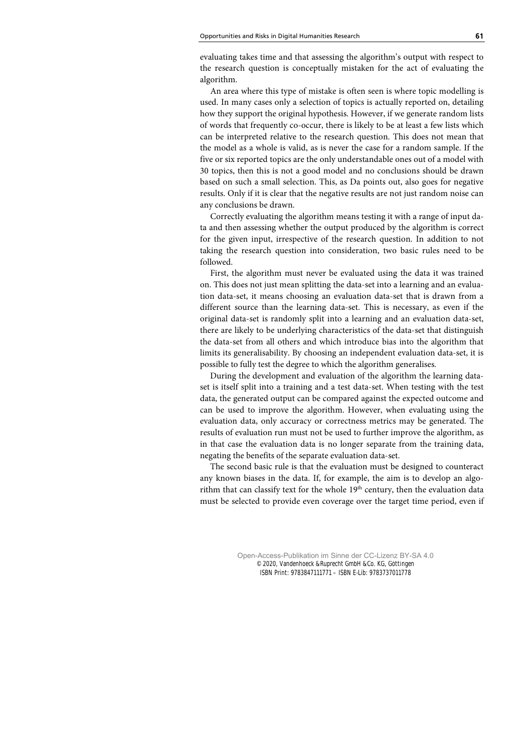evaluating takes time and that assessing the algorithm's output with respect to the research question is conceptually mistaken for the act of evaluating the algorithm.

An area where this type of mistake is often seen is where topic modelling is used. In many cases only a selection of topics is actually reported on, detailing how they support the original hypothesis. However, if we generate random lists of words that frequently co-occur, there is likely to be at least a few lists which can be interpreted relative to the research question. This does not mean that the model as a whole is valid, as is never the case for a random sample. If the five or six reported topics are the only understandable ones out of a model with 30 topics, then this is not a good model and no conclusions should be drawn based on such a small selection. This, as Da points out, also goes for negative results. Only if it is clear that the negative results are not just random noise can any conclusions be drawn.

Correctly evaluating the algorithm means testing it with a range of input data and then assessing whether the output produced by the algorithm is correct for the given input, irrespective of the research question. In addition to not taking the research question into consideration, two basic rules need to be followed.

First, the algorithm must never be evaluated using the data it was trained on. This does not just mean splitting the data-set into a learning and an evaluation data-set, it means choosing an evaluation data-set that is drawn from a different source than the learning data-set. This is necessary, as even if the original data-set is randomly split into a learning and an evaluation data-set, there are likely to be underlying characteristics of the data-set that distinguish the data-set from all others and which introduce bias into the algorithm that limits its generalisability. By choosing an independent evaluation data-set, it is possible to fully test the degree to which the algorithm generalises.

During the development and evaluation of the algorithm the learning data-set is itself split into a training and a test data-set. When testing with the test data, the generated output can be compared against the expected outcome and can be used to improve the algorithm. However, when evaluating using the evaluation data, only accuracy or correctness metrics may be generated. The results of evaluation run must not be used to further improve the algorithm, as in that case the evaluation data is no longer separate from the training data, negating the benefits of the separate evaluation data-set.

The second basic rule is that the evaluation must be designed to counteract any known biases in the data. If, for example, the aim is to develop an algorithm that can classify text for the whole 19th century, then the evaluation data must be selected to provide even coverage over the target time period, even if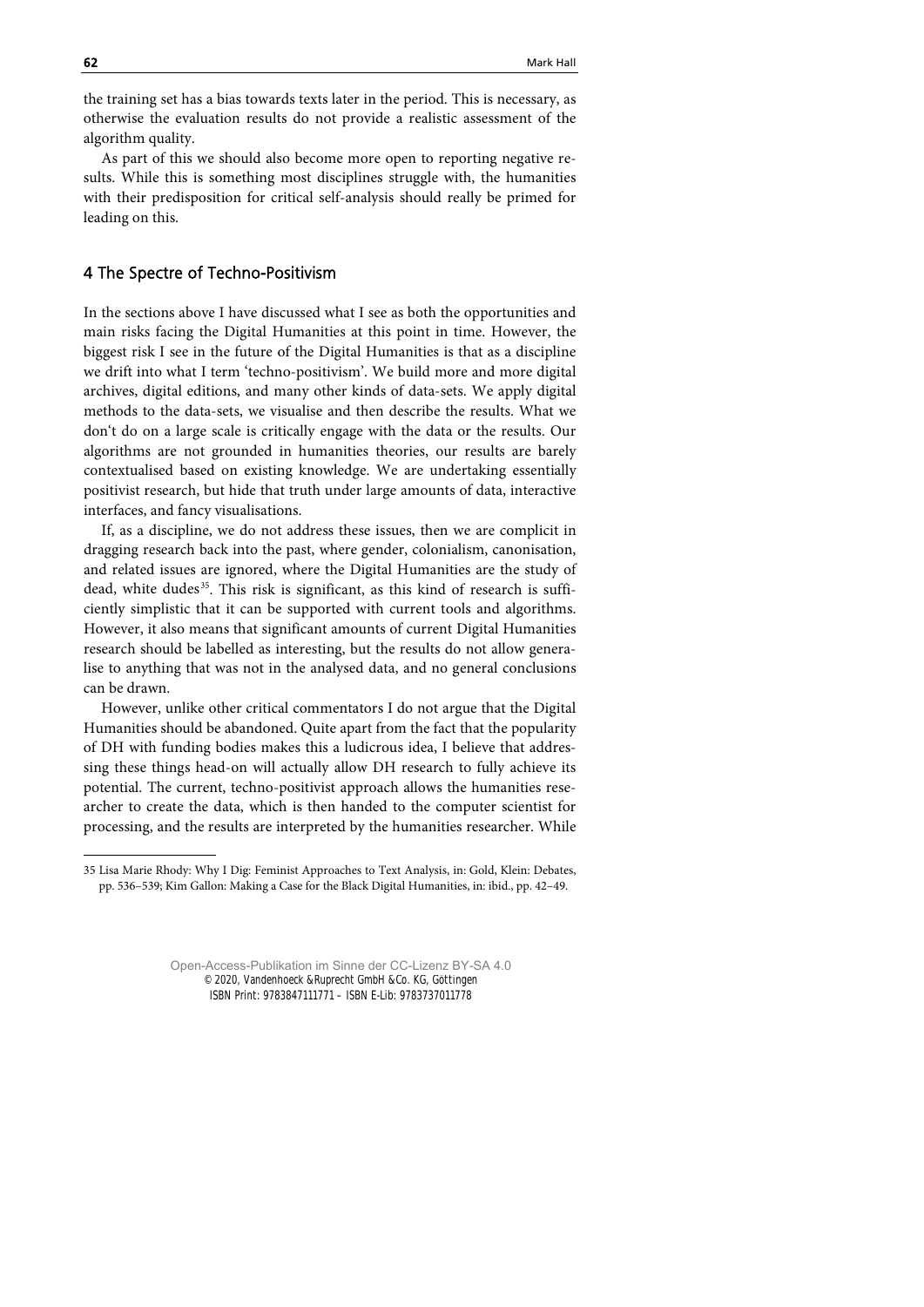the training set has a bias towards texts later in the period. This is necessary, as otherwise the evaluation results do not provide a realistic assessment of the algorithm quality.

As part of this we should also become more open to reporting negative results. While this is something most disciplines struggle with, the humanities with their predisposition for critical self-analysis should really be primed for leading on this.

## 4 The Spectre of Techno-Positivism

In the sections above I have discussed what I see as both the opportunities and main risks facing the Digital Humanities at this point in time. However, the biggest risk I see in the future of the Digital Humanities is that as a discipline we drift into what I term 'techno-positivism'. We build more and more digital archives, digital editions, and many other kinds of data-sets. We apply digital methods to the data-sets, we visualise and then describe the results. What we don't do on a large scale is critically engage with the data or the results. Our algorithms are not grounded in humanities theories, our results are barely contextualised based on existing knowledge. We are undertaking essentially positivist research, but hide that truth under large amounts of data, interactive interfaces, and fancy visualisations.

If, as a discipline, we do not address these issues, then we are complicit in dragging research back into the past, where gender, colonialism, canonisation, and related issues are ignored, where the Digital Humanities are the study of dead, white dudes[35]. This risk is significant, as this kind of research is sufficiently simplistic that it can be supported with current tools and algorithms. However, it also means that significant amounts of current Digital Humanities research should be labelled as interesting, but the results do not allow generalise to anything that was not in the analysed data, and no general conclusions can be drawn.

However, unlike other critical commentators I do not argue that the Digital Humanities should be abandoned. Quite apart from the fact that the popularity of DH with funding bodies makes this a ludicrous idea, I believe that addressing these things head-on will actually allow DH research to fully achieve its potential. The current, techno-positivist approach allows the humanities researcher to create the data, which is then handed to the computer scientist for processing, and the results are interpreted by the humanities researcher. While

35 Lisa Marie Rhody: Why I Dig: Feminist Approaches to Text Analysis, in: Gold, Klein: Debates, pp. 536–539; Kim Gallon: Making a Case for the Black Digital Humanities, in: ibid., pp. 42–49.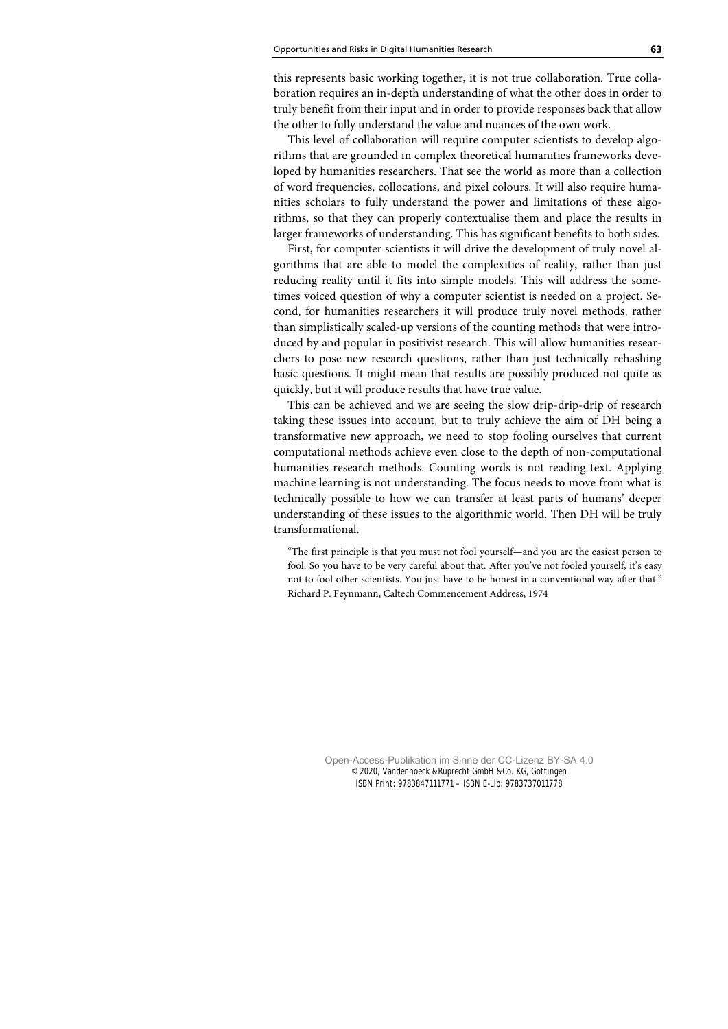this represents basic working together, it is not true collaboration. True collaboration requires an in-depth understanding of what the other does in order to truly benefit from their input and in order to provide responses back that allow the other to fully understand the value and nuances of the own work.

This level of collaboration will require computer scientists to develop algorithms that are grounded in complex theoretical humanities frameworks developed by humanities researchers. That see the world as more than a collection of word frequencies, collocations, and pixel colours. It will also require humanities scholars to fully understand the power and limitations of these algorithms, so that they can properly contextualise them and place the results in larger frameworks of understanding. This has significant benefits to both sides.

First, for computer scientists it will drive the development of truly novel algorithms that are able to model the complexities of reality, rather than just reducing reality until it fits into simple models. This will address the sometimes voiced question of why a computer scientist is needed on a project. Second, for humanities researchers it will produce truly novel methods, rather than simplistically scaled-up versions of the counting methods that were introduced by and popular in positivist research. This will allow humanities researchers to pose new research questions, rather than just technically rehashing basic questions. It might mean that results are possibly produced not quite as quickly, but it will produce results that have true value.

This can be achieved and we are seeing the slow drip-drip-drip of research taking these issues into account, but to truly achieve the aim of DH being a transformative new approach, we need to stop fooling ourselves that current computational methods achieve even close to the depth of non-computational humanities research methods. Counting words is not reading text. Applying machine learning is not understanding. The focus needs to move from what is technically possible to how we can transfer at least parts of humans' deeper understanding of these issues to the algorithmic world. Then DH will be truly transformational.

> "The first principle is that you must not fool yourself—and you are the easiest person to fool. So you have to be very careful about that. After you've not fooled yourself, it's easy not to fool other scientists. You just have to be honest in a conventional way after that."
> Richard P. Feynmann, Caltech Commencement Address, 1974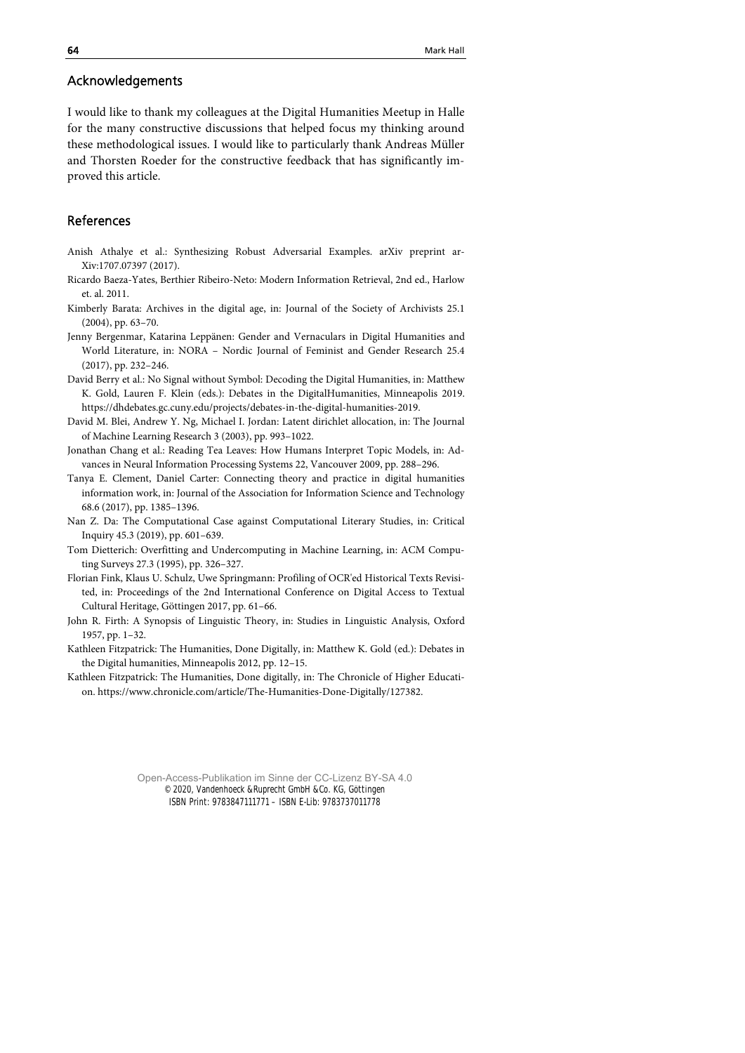## Acknowledgements

I would like to thank my colleagues at the Digital Humanities Meetup in Halle for the many constructive discussions that helped focus my thinking around these methodological issues. I would like to particularly thank Andreas Müller and Thorsten Roeder for the constructive feedback that has significantly improved this article.

## References

Anish Athalye et al.: Synthesizing Robust Adversarial Examples. arXiv preprint arXiv:1707.07397 (2017).

Ricardo Baeza-Yates, Berthier Ribeiro-Neto: Modern Information Retrieval, 2nd ed., Harlow et. al. 2011.

Kimberly Barata: Archives in the digital age, in: Journal of the Society of Archivists 25.1 (2004), pp. 63–70.

Jenny Bergenmar, Katarina Leppänen: Gender and Vernaculars in Digital Humanities and World Literature, in: NORA – Nordic Journal of Feminist and Gender Research 25.4 (2017), pp. 232–246.

David Berry et al.: No Signal without Symbol: Decoding the Digital Humanities, in: Matthew K. Gold, Lauren F. Klein (eds.): Debates in the DigitalHumanities, Minneapolis 2019. https://dhdebates.gc.cuny.edu/projects/debates-in-the-digital-humanities-2019.

David M. Blei, Andrew Y. Ng, Michael I. Jordan: Latent dirichlet allocation, in: The Journal of Machine Learning Research 3 (2003), pp. 993–1022.

Jonathan Chang et al.: Reading Tea Leaves: How Humans Interpret Topic Models, in: Advances in Neural Information Processing Systems 22, Vancouver 2009, pp. 288–296.

Tanya E. Clement, Daniel Carter: Connecting theory and practice in digital humanities information work, in: Journal of the Association for Information Science and Technology 68.6 (2017), pp. 1385–1396.

Nan Z. Da: The Computational Case against Computational Literary Studies, in: Critical Inquiry 45.3 (2019), pp. 601–639.

Tom Dietterich: Overfitting and Undercomputing in Machine Learning, in: ACM Computing Surveys 27.3 (1995), pp. 326–327.

Florian Fink, Klaus U. Schulz, Uwe Springmann: Profiling of OCR'ed Historical Texts Revisited, in: Proceedings of the 2nd International Conference on Digital Access to Textual Cultural Heritage, Göttingen 2017, pp. 61–66.

John R. Firth: A Synopsis of Linguistic Theory, in: Studies in Linguistic Analysis, Oxford 1957, pp. 1–32.

Kathleen Fitzpatrick: The Humanities, Done Digitally, in: Matthew K. Gold (ed.): Debates in the Digital humanities, Minneapolis 2012, pp. 12–15.

Kathleen Fitzpatrick: The Humanities, Done digitally, in: The Chronicle of Higher Education. https://www.chronicle.com/article/The-Humanities-Done-Digitally/127382.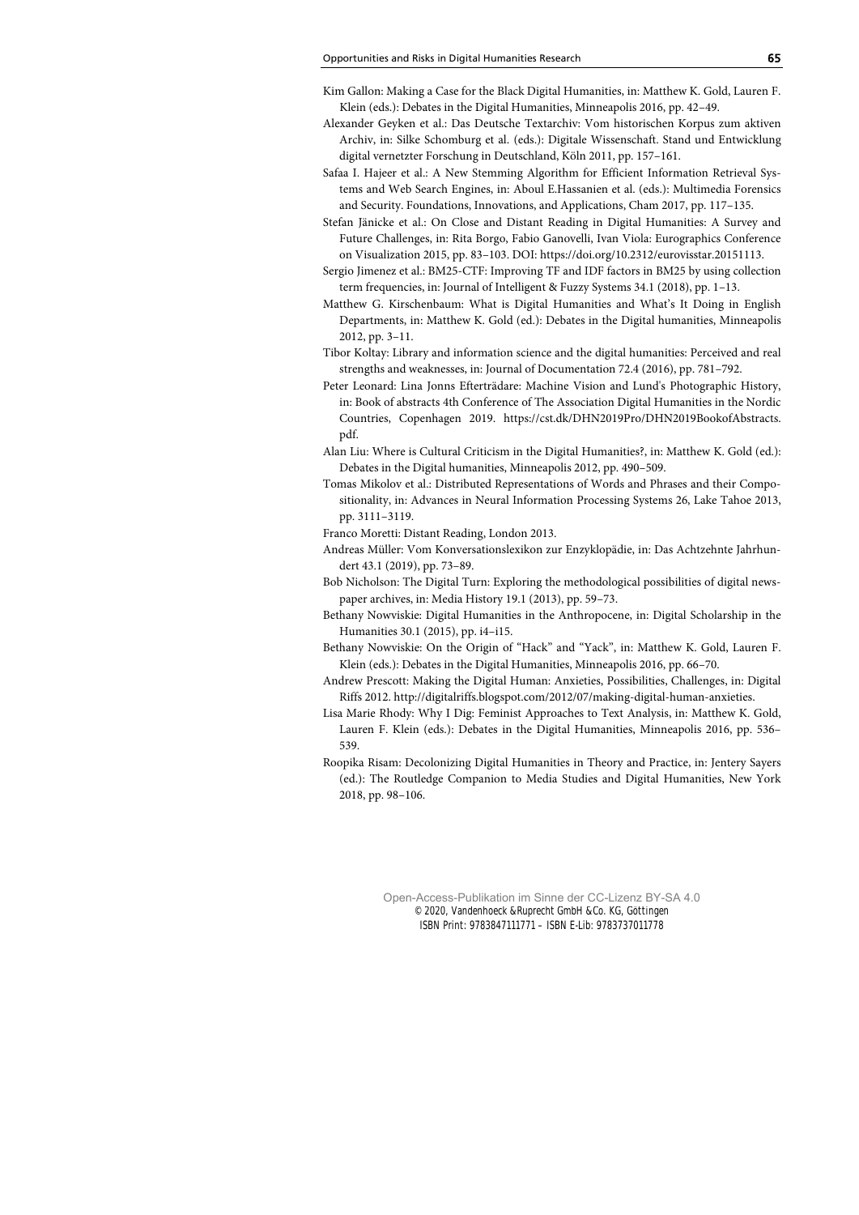Kim Gallon: Making a Case for the Black Digital Humanities, in: Matthew K. Gold, Lauren F. Klein (eds.): Debates in the Digital Humanities, Minneapolis 2016, pp. 42–49.

Alexander Geyken et al.: Das Deutsche Textarchiv: Vom historischen Korpus zum aktiven Archiv, in: Silke Schomburg et al. (eds.): Digitale Wissenschaft. Stand und Entwicklung digital vernetzter Forschung in Deutschland, Köln 2011, pp. 157–161.

Safaa I. Hajeer et al.: A New Stemming Algorithm for Efficient Information Retrieval Systems and Web Search Engines, in: Aboul E.Hassanien et al. (eds.): Multimedia Forensics and Security. Foundations, Innovations, and Applications, Cham 2017, pp. 117–135.

Stefan Jänicke et al.: On Close and Distant Reading in Digital Humanities: A Survey and Future Challenges, in: Rita Borgo, Fabio Ganovelli, Ivan Viola: Eurographics Conference on Visualization 2015, pp. 83–103. DOI: https://doi.org/10.2312/eurovisstar.20151113.

Sergio Jimenez et al.: BM25-CTF: Improving TF and IDF factors in BM25 by using collection term frequencies, in: Journal of Intelligent & Fuzzy Systems 34.1 (2018), pp. 1–13.

Matthew G. Kirschenbaum: What is Digital Humanities and What's It Doing in English Departments, in: Matthew K. Gold (ed.): Debates in the Digital humanities, Minneapolis 2012, pp. 3–11.

Tibor Koltay: Library and information science and the digital humanities: Perceived and real strengths and weaknesses, in: Journal of Documentation 72.4 (2016), pp. 781–792.

Peter Leonard: Lina Jonns Efterträdare: Machine Vision and Lund's Photographic History, in: Book of abstracts 4th Conference of The Association Digital Humanities in the Nordic Countries, Copenhagen 2019. https://cst.dk/DHN2019Pro/DHN2019BookofAbstracts.pdf.

Alan Liu: Where is Cultural Criticism in the Digital Humanities?, in: Matthew K. Gold (ed.): Debates in the Digital humanities, Minneapolis 2012, pp. 490–509.

Tomas Mikolov et al.: Distributed Representations of Words and Phrases and their Compositionality, in: Advances in Neural Information Processing Systems 26, Lake Tahoe 2013, pp. 3111–3119.

Franco Moretti: Distant Reading, London 2013.

Andreas Müller: Vom Konversationslexikon zur Enzyklopädie, in: Das Achtzehnte Jahrhundert 43.1 (2019), pp. 73–89.

Bob Nicholson: The Digital Turn: Exploring the methodological possibilities of digital newspaper archives, in: Media History 19.1 (2013), pp. 59–73.

Bethany Nowviskie: Digital Humanities in the Anthropocene, in: Digital Scholarship in the Humanities 30.1 (2015), pp. i4–i15.

Bethany Nowviskie: On the Origin of "Hack" and "Yack", in: Matthew K. Gold, Lauren F. Klein (eds.): Debates in the Digital Humanities, Minneapolis 2016, pp. 66–70.

Andrew Prescott: Making the Digital Human: Anxieties, Possibilities, Challenges, in: Digital Riffs 2012. http://digitalriffs.blogspot.com/2012/07/making-digital-human-anxieties.

Lisa Marie Rhody: Why I Dig: Feminist Approaches to Text Analysis, in: Matthew K. Gold, Lauren F. Klein (eds.): Debates in the Digital Humanities, Minneapolis 2016, pp. 536–539.

Roopika Risam: Decolonizing Digital Humanities in Theory and Practice, in: Jentery Sayers (ed.): The Routledge Companion to Media Studies and Digital Humanities, New York 2018, pp. 98–106.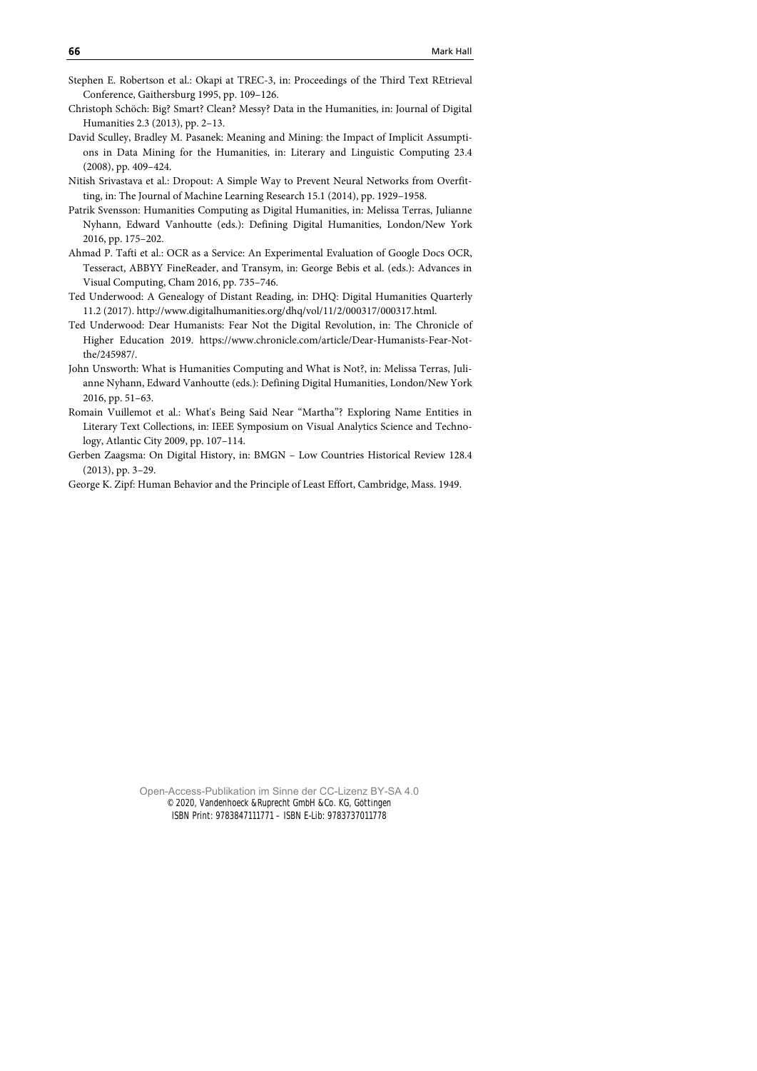Stephen E. Robertson et al.: Okapi at TREC-3, in: Proceedings of the Third Text REtrieval Conference, Gaithersburg 1995, pp. 109–126.

Christoph Schöch: Big? Smart? Clean? Messy? Data in the Humanities, in: Journal of Digital Humanities 2.3 (2013), pp. 2–13.

David Sculley, Bradley M. Pasanek: Meaning and Mining: the Impact of Implicit Assumptions in Data Mining for the Humanities, in: Literary and Linguistic Computing 23.4 (2008), pp. 409–424.

Nitish Srivastava et al.: Dropout: A Simple Way to Prevent Neural Networks from Overfitting, in: The Journal of Machine Learning Research 15.1 (2014), pp. 1929–1958.

Patrik Svensson: Humanities Computing as Digital Humanities, in: Melissa Terras, Julianne Nyhann, Edward Vanhoutte (eds.): Defining Digital Humanities, London/New York 2016, pp. 175–202.

Ahmad P. Tafti et al.: OCR as a Service: An Experimental Evaluation of Google Docs OCR, Tesseract, ABBYY FineReader, and Transym, in: George Bebis et al. (eds.): Advances in Visual Computing, Cham 2016, pp. 735–746.

Ted Underwood: A Genealogy of Distant Reading, in: DHQ: Digital Humanities Quarterly 11.2 (2017). http://www.digitalhumanities.org/dhq/vol/11/2/000317/000317.html.

Ted Underwood: Dear Humanists: Fear Not the Digital Revolution, in: The Chronicle of Higher Education 2019. https://www.chronicle.com/article/Dear-Humanists-Fear-Not-the/245987/.

John Unsworth: What is Humanities Computing and What is Not?, in: Melissa Terras, Julianne Nyhann, Edward Vanhoutte (eds.): Defining Digital Humanities, London/New York 2016, pp. 51–63.

Romain Vuillemot et al.: What's Being Said Near "Martha"? Exploring Name Entities in Literary Text Collections, in: IEEE Symposium on Visual Analytics Science and Technology, Atlantic City 2009, pp. 107–114.

Gerben Zaagsma: On Digital History, in: BMGN – Low Countries Historical Review 128.4 (2013), pp. 3–29.

George K. Zipf: Human Behavior and the Principle of Least Effort, Cambridge, Mass. 1949.

Open-Access-Publikation im Sinne der CC-Lizenz BY-SA 4.0
© 2020, Vandenhoeck & Ruprecht GmbH & Co. KG, Göttingen
ISBN Print: 9783847111771 – ISBN E-Lib: 9783737011778